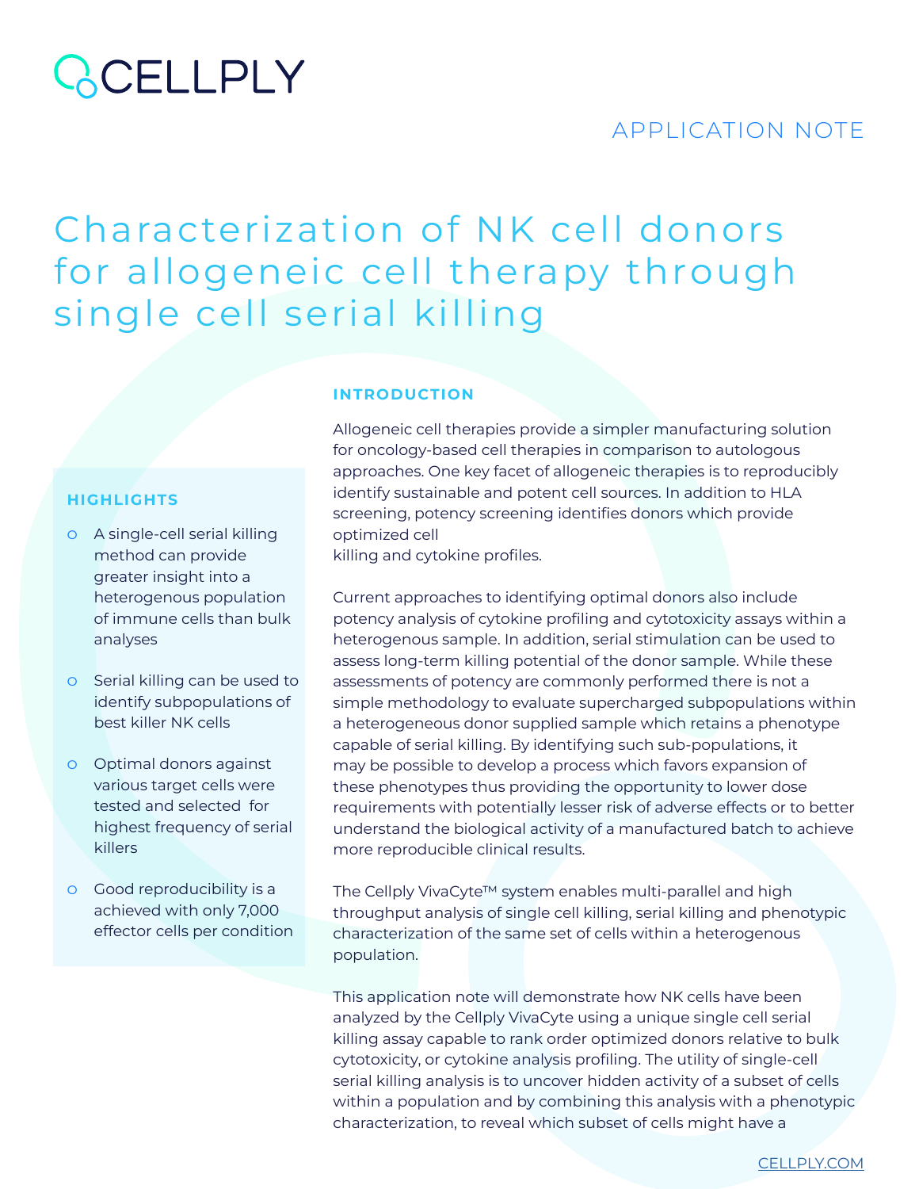CELLPLY

APPLICATION NOTE

# Characterization of NK cell donors for allogeneic cell therapy through single cell serial killing

## HIGHLIGHTS

- A single-cell serial killing method can provide greater insight into a heterogenous population of immune cells than bulk analyses
- Serial killing can be used to identify subpopulations of best killer NK cells
- Optimal donors against various target cells were tested and selected for highest frequency of serial killers
- Good reproducibility is a achieved with only 7,000 effector cells per condition

## INTRODUCTION

Allogeneic cell therapies provide a simpler manufacturing solution for oncology-based cell therapies in comparison to autologous approaches. One key facet of allogeneic therapies is to reproducibly identify sustainable and potent cell sources. In addition to HLA screening, potency screening identifies donors which provide optimized cell killing and cytokine profiles.

Current approaches to identifying optimal donors also include potency analysis of cytokine profiling and cytotoxicity assays within a heterogenous sample. In addition, serial stimulation can be used to assess long-term killing potential of the donor sample. While these assessments of potency are commonly performed there is not a simple methodology to evaluate supercharged subpopulations within a heterogeneous donor supplied sample which retains a phenotype capable of serial killing. By identifying such sub-populations, it may be possible to develop a process which favors expansion of these phenotypes thus providing the opportunity to lower dose requirements with potentially lesser risk of adverse effects or to better understand the biological activity of a manufactured batch to achieve more reproducible clinical results.

The Cellply VivaCyte™ system enables multi-parallel and high throughput analysis of single cell killing, serial killing and phenotypic characterization of the same set of cells within a heterogenous population.

This application note will demonstrate how NK cells have been analyzed by the Cellply VivaCyte using a unique single cell serial killing assay capable to rank order optimized donors relative to bulk cytotoxicity, or cytokine analysis profiling. The utility of single-cell serial killing analysis is to uncover hidden activity of a subset of cells within a population and by combining this analysis with a phenotypic characterization, to reveal which subset of cells might have a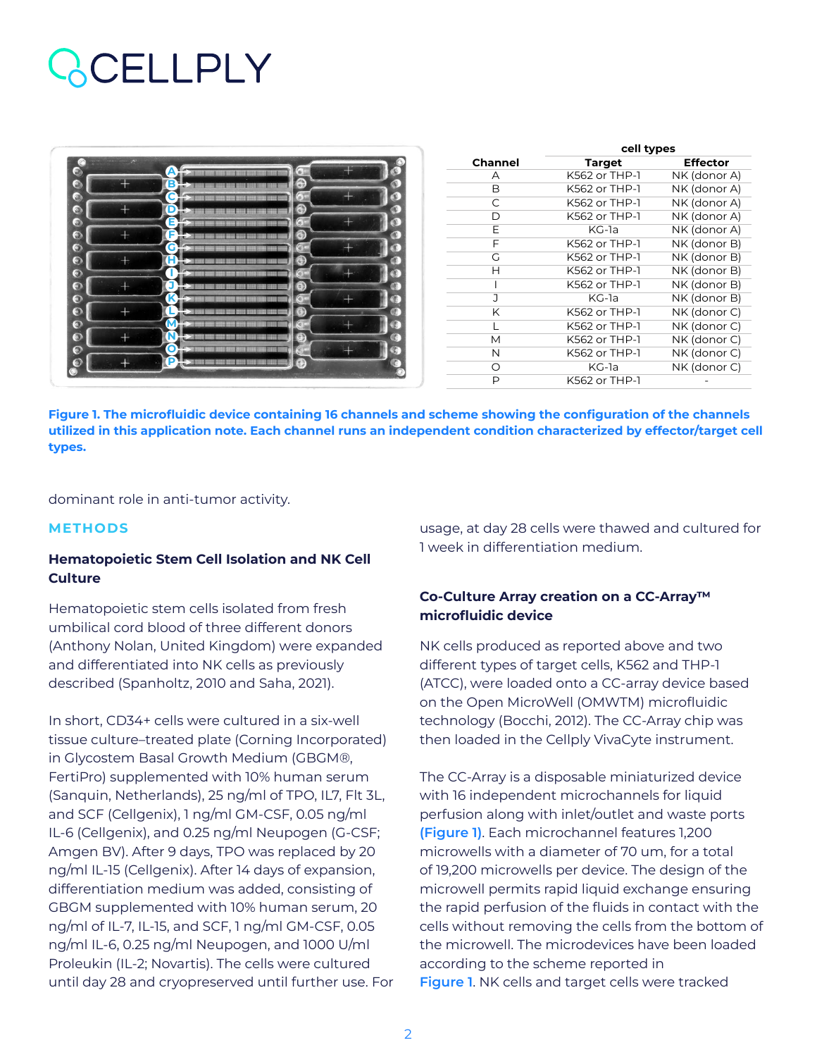| Channel | cell types | |
|---|---|---|
| | Target | Effector |
| A | K562 or THP-1 | NK (donor A) |
| B | K562 or THP-1 | NK (donor A) |
| C | K562 or THP-1 | NK (donor A) |
| D | K562 or THP-1 | NK (donor A) |
| E | KG-1a | NK (donor A) |
| F | K562 or THP-1 | NK (donor B) |
| G | K562 or THP-1 | NK (donor B) |
| H | K562 or THP-1 | NK (donor B) |
| I | K562 or THP-1 | NK (donor B) |
| J | KG-1a | NK (donor B) |
| K | K562 or THP-1 | NK (donor C) |
| L | K562 or THP-1 | NK (donor C) |
| M | K562 or THP-1 | NK (donor C) |
| N | K562 or THP-1 | NK (donor C) |
| O | KG-1a | NK (donor C) |
| P | K562 or THP-1 | - |

**Figure 1. The microfluidic device containing 16 channels and scheme showing the configuration of the channels utilized in this application note. Each channel runs an independent condition characterized by effector/target cell types.**

dominant role in anti-tumor activity.

## METHODS

### Hematopoietic Stem Cell Isolation and NK Cell Culture

Hematopoietic stem cells isolated from fresh umbilical cord blood of three different donors (Anthony Nolan, United Kingdom) were expanded and differentiated into NK cells as previously described (Spanholtz, 2010 and Saha, 2021).

In short, CD34+ cells were cultured in a six-well tissue culture–treated plate (Corning Incorporated) in Glycostem Basal Growth Medium (GBGM®, FertiPro) supplemented with 10% human serum (Sanquin, Netherlands), 25 ng/ml of TPO, IL7, Flt 3L, and SCF (Cellgenix), 1 ng/ml GM-CSF, 0.05 ng/ml IL-6 (Cellgenix), and 0.25 ng/ml Neupogen (G-CSF; Amgen BV). After 9 days, TPO was replaced by 20 ng/ml IL-15 (Cellgenix). After 14 days of expansion, differentiation medium was added, consisting of GBGM supplemented with 10% human serum, 20 ng/ml of IL-7, IL-15, and SCF, 1 ng/ml GM-CSF, 0.05 ng/ml IL-6, 0.25 ng/ml Neupogen, and 1000 U/ml Proleukin (IL-2; Novartis). The cells were cultured until day 28 and cryopreserved until further use. For usage, at day 28 cells were thawed and cultured for 1 week in differentiation medium.

### Co-Culture Array creation on a CC-Array™ microfluidic device

NK cells produced as reported above and two different types of target cells, K562 and THP-1 (ATCC), were loaded onto a CC-array device based on the Open MicroWell (OMWTM) microfluidic technology (Bocchi, 2012). The CC-Array chip was then loaded in the Cellply VivaCyte instrument.

The CC-Array is a disposable miniaturized device with 16 independent microchannels for liquid perfusion along with inlet/outlet and waste ports (Figure 1). Each microchannel features 1,200 microwells with a diameter of 70 um, for a total of 19,200 microwells per device. The design of the microwell permits rapid liquid exchange ensuring the rapid perfusion of the fluids in contact with the cells without removing the cells from the bottom of the microwell. The microdevices have been loaded according to the scheme reported in Figure 1. NK cells and target cells were tracked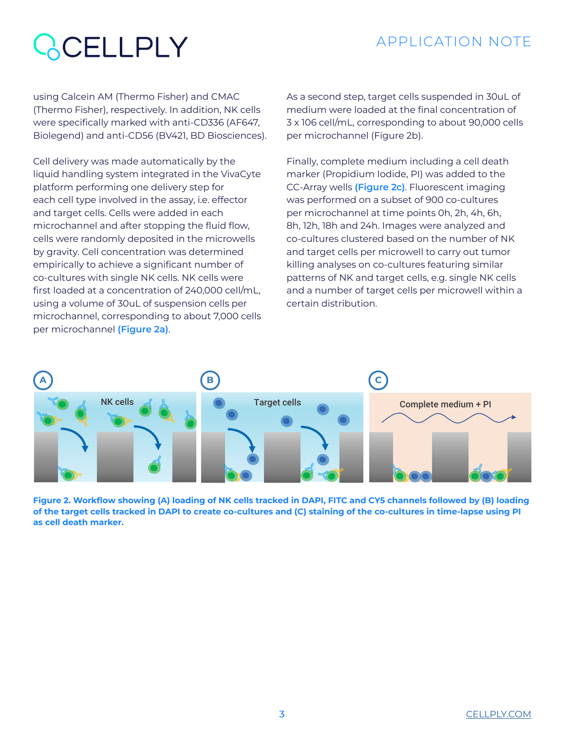using Calcein AM (Thermo Fisher) and CMAC (Thermo Fisher), respectively. In addition, NK cells were specifically marked with anti-CD336 (AF647, Biolegend) and anti-CD56 (BV421, BD Biosciences).

Cell delivery was made automatically by the liquid handling system integrated in the VivaCyte platform performing one delivery step for each cell type involved in the assay, i.e. effector and target cells. Cells were added in each microchannel and after stopping the fluid flow, cells were randomly deposited in the microwells by gravity. Cell concentration was determined empirically to achieve a significant number of co-cultures with single NK cells. NK cells were first loaded at a concentration of 240,000 cell/mL, using a volume of 30uL of suspension cells per microchannel, corresponding to about 7,000 cells per microchannel **(Figure 2a)**.

As a second step, target cells suspended in 30uL of medium were loaded at the final concentration of 3 x 106 cell/mL, corresponding to about 90,000 cells per microchannel (Figure 2b).

Finally, complete medium including a cell death marker (Propidium Iodide, PI) was added to the CC-Array wells **(Figure 2c)**. Fluorescent imaging was performed on a subset of 900 co-cultures per microchannel at time points 0h, 2h, 4h, 6h, 8h, 12h, 18h and 24h. Images were analyzed and co-cultures clustered based on the number of NK and target cells per microwell to carry out tumor killing analyses on co-cultures featuring similar patterns of NK and target cells, e.g. single NK cells and a number of target cells per microwell within a certain distribution.

A — NK cells

B — Target cells

C — Complete medium + PI

**Figure 2. Workflow showing (A) loading of NK cells tracked in DAPI, FITC and CY5 channels followed by (B) loading of the target cells tracked in DAPI to create co-cultures and (C) staining of the co-cultures in time-lapse using PI as cell death marker.**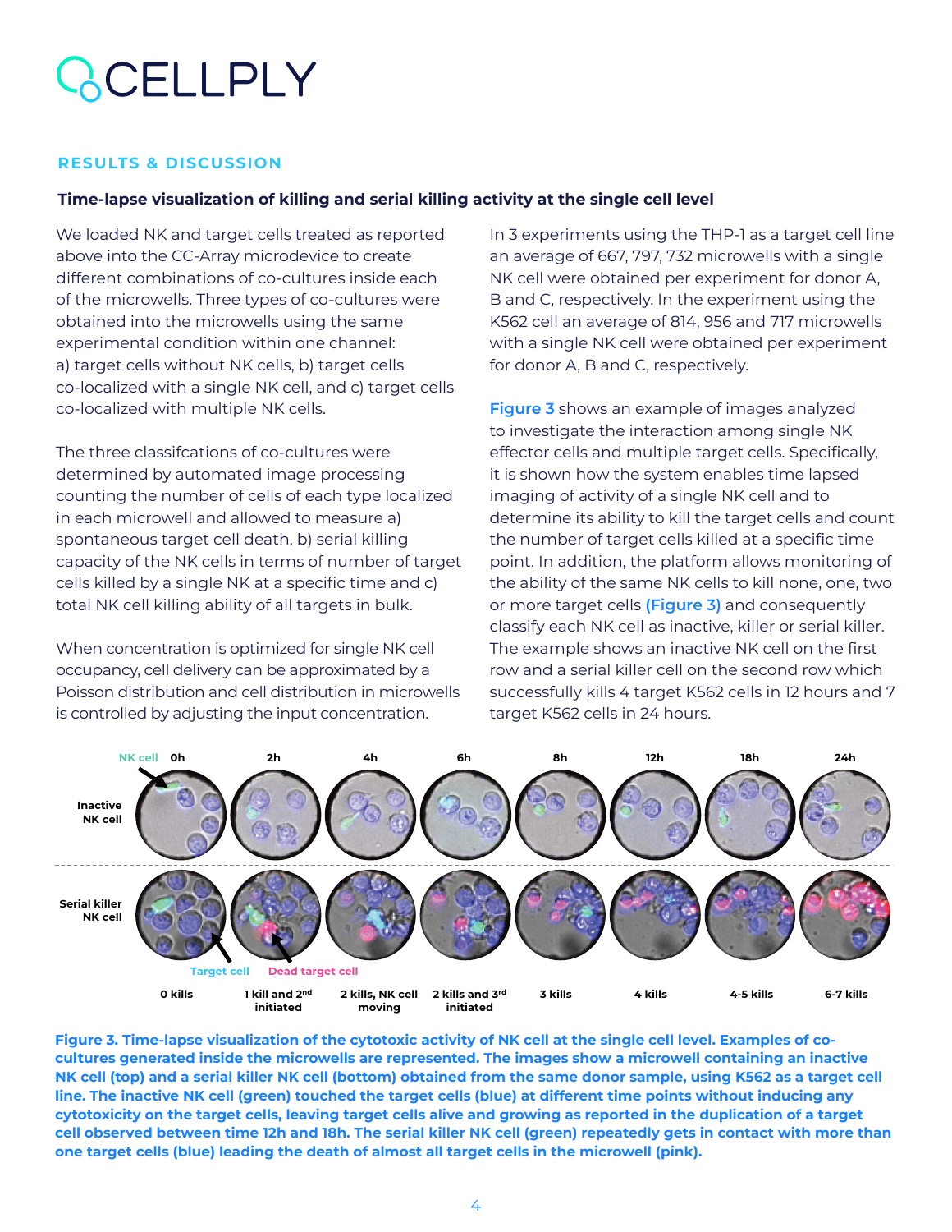## RESULTS & DISCUSSION

### Time-lapse visualization of killing and serial killing activity at the single cell level

We loaded NK and target cells treated as reported above into the CC-Array microdevice to create different combinations of co-cultures inside each of the microwells. Three types of co-cultures were obtained into the microwells using the same experimental condition within one channel: a) target cells without NK cells, b) target cells co-localized with a single NK cell, and c) target cells co-localized with multiple NK cells.

The three classifcations of co-cultures were determined by automated image processing counting the number of cells of each type localized in each microwell and allowed to measure a) spontaneous target cell death, b) serial killing capacity of the NK cells in terms of number of target cells killed by a single NK at a specific time and c) total NK cell killing ability of all targets in bulk.

When concentration is optimized for single NK cell occupancy, cell delivery can be approximated by a Poisson distribution and cell distribution in microwells is controlled by adjusting the input concentration.

In 3 experiments using the THP-1 as a target cell line an average of 667, 797, 732 microwells with a single NK cell were obtained per experiment for donor A, B and C, respectively. In the experiment using the K562 cell an average of 814, 956 and 717 microwells with a single NK cell were obtained per experiment for donor A, B and C, respectively.

**Figure 3** shows an example of images analyzed to investigate the interaction among single NK effector cells and multiple target cells. Specifically, it is shown how the system enables time lapsed imaging of activity of a single NK cell and to determine its ability to kill the target cells and count the number of target cells killed at a specific time point. In addition, the platform allows monitoring of the ability of the same NK cells to kill none, one, two or more target cells **(Figure 3)** and consequently classify each NK cell as inactive, killer or serial killer. The example shows an inactive NK cell on the first row and a serial killer cell on the second row which successfully kills 4 target K562 cells in 12 hours and 7 target K562 cells in 24 hours.

**Figure 3. Time-lapse visualization of the cytotoxic activity of NK cell at the single cell level. Examples of co-cultures generated inside the microwells are represented. The images show a microwell containing an inactive NK cell (top) and a serial killer NK cell (bottom) obtained from the same donor sample, using K562 as a target cell line. The inactive NK cell (green) touched the target cells (blue) at different time points without inducing any cytotoxicity on the target cells, leaving target cells alive and growing as reported in the duplication of a target cell observed between time 12h and 18h. The serial killer NK cell (green) repeatedly gets in contact with more than one target cells (blue) leading the death of almost all target cells in the microwell (pink).**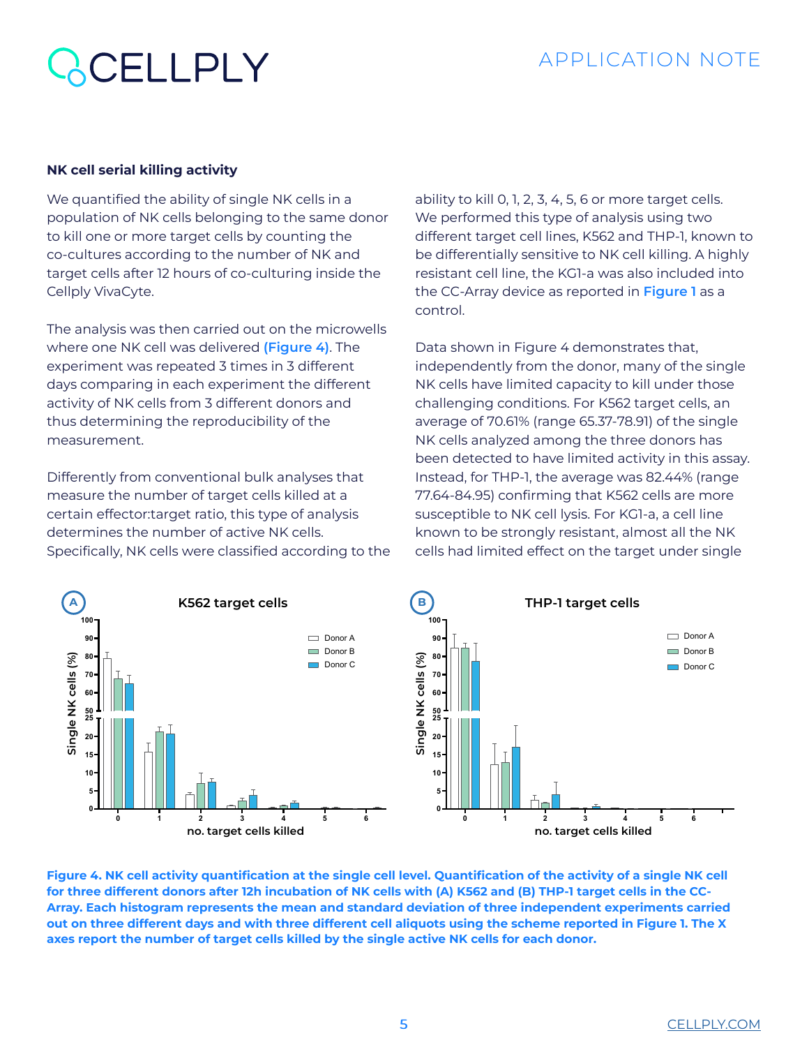### NK cell serial killing activity

We quantified the ability of single NK cells in a population of NK cells belonging to the same donor to kill one or more target cells by counting the co-cultures according to the number of NK and target cells after 12 hours of co-culturing inside the Cellply VivaCyte.

The analysis was then carried out on the microwells where one NK cell was delivered **(Figure 4)**. The experiment was repeated 3 times in 3 different days comparing in each experiment the different activity of NK cells from 3 different donors and thus determining the reproducibility of the measurement.

Differently from conventional bulk analyses that measure the number of target cells killed at a certain effector:target ratio, this type of analysis determines the number of active NK cells. Specifically, NK cells were classified according to the ability to kill 0, 1, 2, 3, 4, 5, 6 or more target cells. We performed this type of analysis using two different target cell lines, K562 and THP-1, known to be differentially sensitive to NK cell killing. A highly resistant cell line, the KG1-a was also included into the CC-Array device as reported in **Figure 1** as a control.

Data shown in Figure 4 demonstrates that, independently from the donor, many of the single NK cells have limited capacity to kill under those challenging conditions. For K562 target cells, an average of 70.61% (range 65.37-78.91) of the single NK cells analyzed among the three donors has been detected to have limited activity in this assay. Instead, for THP-1, the average was 82.44% (range 77.64-84.95) confirming that K562 cells are more susceptible to NK cell lysis. For KG1-a, a cell line known to be strongly resistant, almost all the NK cells had limited effect on the target under single

**Figure 4. NK cell activity quantification at the single cell level. Quantification of the activity of a single NK cell for three different donors after 12h incubation of NK cells with (A) K562 and (B) THP-1 target cells in the CC-Array. Each histogram represents the mean and standard deviation of three independent experiments carried out on three different days and with three different cell aliquots using the scheme reported in Figure 1. The X axes report the number of target cells killed by the single active NK cells for each donor.**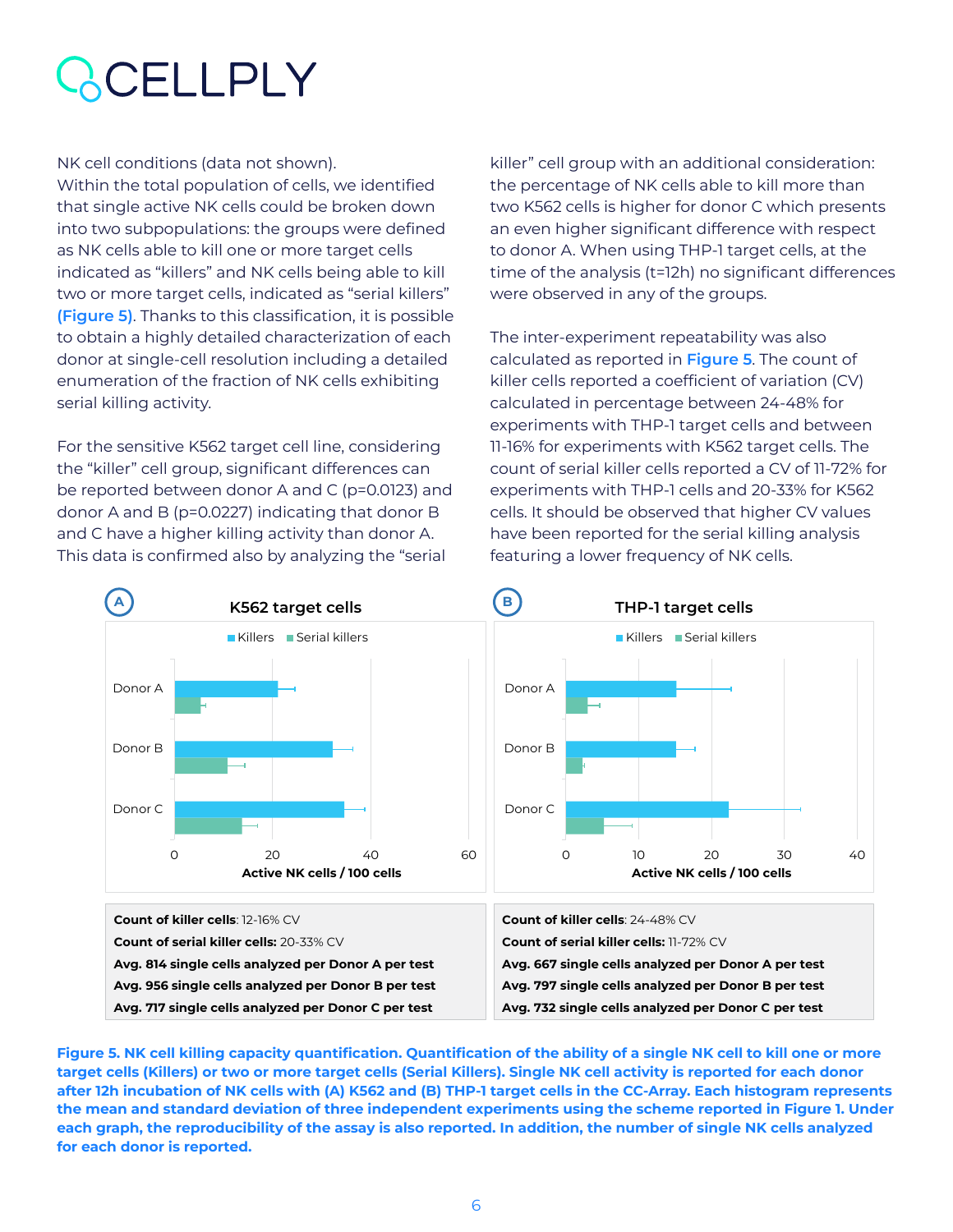NK cell conditions (data not shown).
Within the total population of cells, we identified that single active NK cells could be broken down into two subpopulations: the groups were defined as NK cells able to kill one or more target cells indicated as "killers" and NK cells being able to kill two or more target cells, indicated as "serial killers" **(Figure 5)**. Thanks to this classification, it is possible to obtain a highly detailed characterization of each donor at single-cell resolution including a detailed enumeration of the fraction of NK cells exhibiting serial killing activity.

For the sensitive K562 target cell line, considering the "killer" cell group, significant differences can be reported between donor A and C ($p=0.0123$) and donor A and B ($p=0.0227$) indicating that donor B and C have a higher killing activity than donor A. This data is confirmed also by analyzing the "serial killer" cell group with an additional consideration: the percentage of NK cells able to kill more than two K562 cells is higher for donor C which presents an even higher significant difference with respect to donor A. When using THP-1 target cells, at the time of the analysis (t=12h) no significant differences were observed in any of the groups.

The inter-experiment repeatability was also calculated as reported in **Figure 5**. The count of killer cells reported a coefficient of variation (CV) calculated in percentage between 24-48% for experiments with THP-1 target cells and between 11-16% for experiments with K562 target cells. The count of serial killer cells reported a CV of 11-72% for experiments with THP-1 cells and 20-33% for K562 cells. It should be observed that higher CV values have been reported for the serial killing analysis featuring a lower frequency of NK cells.

**A** K562 target cells

**Count of killer cells**: 12-16% CV
**Count of serial killer cells:** 20-33% CV
**Avg. 814 single cells analyzed per Donor A per test**
**Avg. 956 single cells analyzed per Donor B per test**
**Avg. 717 single cells analyzed per Donor C per test**

**B** THP-1 target cells

**Count of killer cells**: 24-48% CV
**Count of serial killer cells:** 11-72% CV
**Avg. 667 single cells analyzed per Donor A per test**
**Avg. 797 single cells analyzed per Donor B per test**
**Avg. 732 single cells analyzed per Donor C per test**

**Figure 5. NK cell killing capacity quantification. Quantification of the ability of a single NK cell to kill one or more target cells (Killers) or two or more target cells (Serial Killers). Single NK cell activity is reported for each donor after 12h incubation of NK cells with (A) K562 and (B) THP-1 target cells in the CC-Array. Each histogram represents the mean and standard deviation of three independent experiments using the scheme reported in Figure 1. Under each graph, the reproducibility of the assay is also reported. In addition, the number of single NK cells analyzed for each donor is reported.**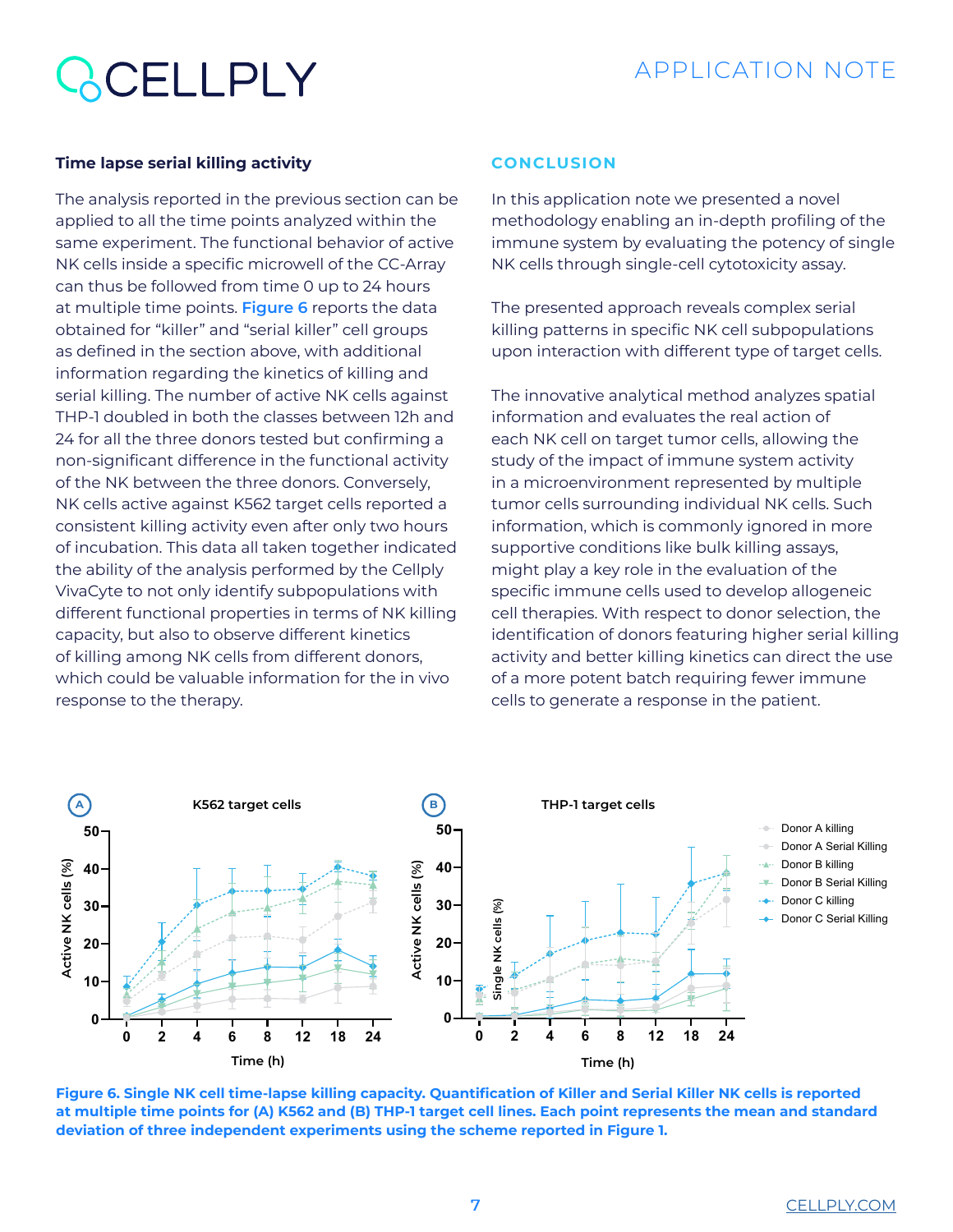### Time lapse serial killing activity

The analysis reported in the previous section can be applied to all the time points analyzed within the same experiment. The functional behavior of active NK cells inside a specific microwell of the CC-Array can thus be followed from time 0 up to 24 hours at multiple time points. **Figure 6** reports the data obtained for "killer" and "serial killer" cell groups as defined in the section above, with additional information regarding the kinetics of killing and serial killing. The number of active NK cells against THP-1 doubled in both the classes between 12h and 24 for all the three donors tested but confirming a non-significant difference in the functional activity of the NK between the three donors. Conversely, NK cells active against K562 target cells reported a consistent killing activity even after only two hours of incubation. This data all taken together indicated the ability of the analysis performed by the Cellply VivaCyte to not only identify subpopulations with different functional properties in terms of NK killing capacity, but also to observe different kinetics of killing among NK cells from different donors, which could be valuable information for the in vivo response to the therapy.

## CONCLUSION

In this application note we presented a novel methodology enabling an in-depth profiling of the immune system by evaluating the potency of single NK cells through single-cell cytotoxicity assay.

The presented approach reveals complex serial killing patterns in specific NK cell subpopulations upon interaction with different type of target cells.

The innovative analytical method analyzes spatial information and evaluates the real action of each NK cell on target tumor cells, allowing the study of the impact of immune system activity in a microenvironment represented by multiple tumor cells surrounding individual NK cells. Such information, which is commonly ignored in more supportive conditions like bulk killing assays, might play a key role in the evaluation of the specific immune cells used to develop allogeneic cell therapies. With respect to donor selection, the identification of donors featuring higher serial killing activity and better killing kinetics can direct the use of a more potent batch requiring fewer immune cells to generate a response in the patient.

**Figure 6. Single NK cell time-lapse killing capacity. Quantification of Killer and Serial Killer NK cells is reported at multiple time points for (A) K562 and (B) THP-1 target cell lines. Each point represents the mean and standard deviation of three independent experiments using the scheme reported in Figure 1.**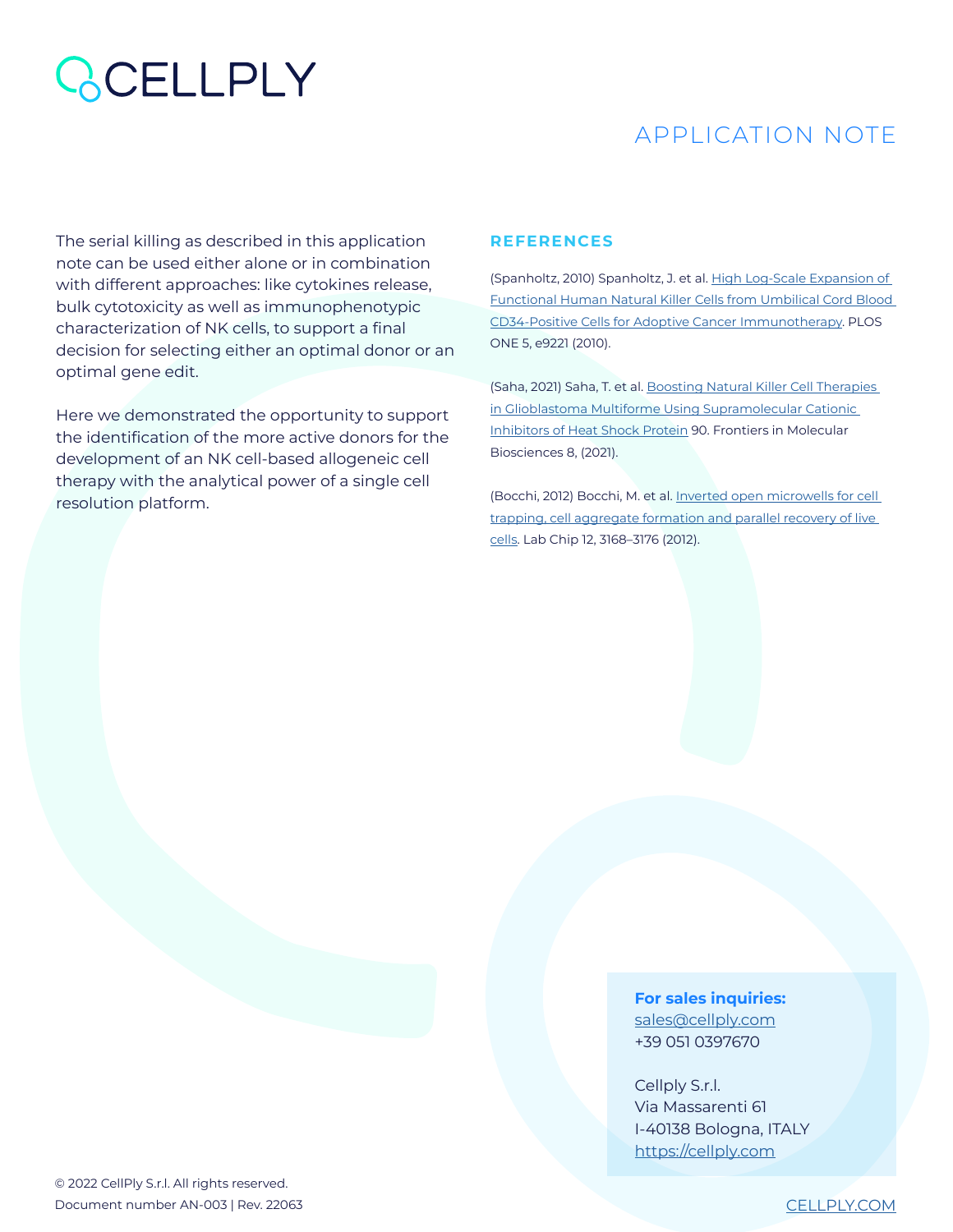The serial killing as described in this application note can be used either alone or in combination with different approaches: like cytokines release, bulk cytotoxicity as well as immunophenotypic characterization of NK cells, to support a final decision for selecting either an optimal donor or an optimal gene edit.

Here we demonstrated the opportunity to support the identification of the more active donors for the development of an NK cell-based allogeneic cell therapy with the analytical power of a single cell resolution platform.

## REFERENCES

(Spanholtz, 2010) Spanholtz, J. et al. High Log-Scale Expansion of Functional Human Natural Killer Cells from Umbilical Cord Blood CD34-Positive Cells for Adoptive Cancer Immunotherapy. PLOS ONE 5, e9221 (2010).

(Saha, 2021) Saha, T. et al. Boosting Natural Killer Cell Therapies in Glioblastoma Multiforme Using Supramolecular Cationic Inhibitors of Heat Shock Protein 90. Frontiers in Molecular Biosciences 8, (2021).

(Bocchi, 2012) Bocchi, M. et al. Inverted open microwells for cell trapping, cell aggregate formation and parallel recovery of live cells. Lab Chip 12, 3168–3176 (2012).

**For sales inquiries:**
sales@cellply.com
+39 051 0397670

Cellply S.r.l.
Via Massarenti 61
I-40138 Bologna, ITALY
https://cellply.com

© 2022 CellPly S.r.l. All rights reserved.
Document number AN-003 | Rev. 22063